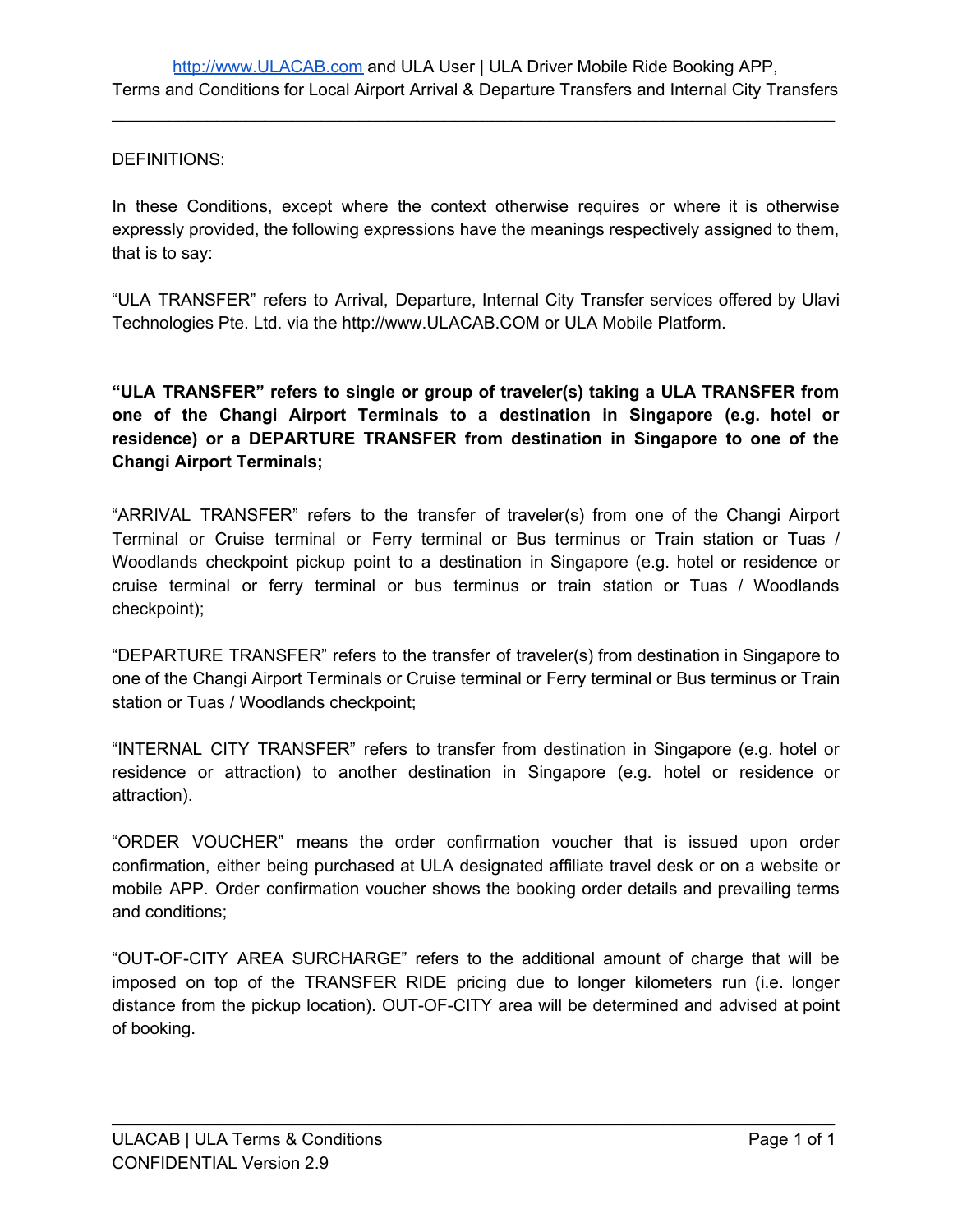DEFINITIONS:

In these Conditions, except where the context otherwise requires or where it is otherwise expressly provided, the following expressions have the meanings respectively assigned to them, that is to say:

"ULA TRANSFER" refers to Arrival, Departure, Internal City Transfer services offered by Ulavi Technologies Pte. Ltd. via the http://www.ULACAB.COM or ULA Mobile Platform.

**"ULA TRANSFER" refers to single or group of traveler(s) taking a ULA TRANSFER from one of the Changi Airport Terminals to a destination in Singapore (e.g. hotel or residence) or a DEPARTURE TRANSFER from destination in Singapore to one of the Changi Airport Terminals;**

"ARRIVAL TRANSFER" refers to the transfer of traveler(s) from one of the Changi Airport Terminal or Cruise terminal or Ferry terminal or Bus terminus or Train station or Tuas / Woodlands checkpoint pickup point to a destination in Singapore (e.g. hotel or residence or cruise terminal or ferry terminal or bus terminus or train station or Tuas / Woodlands checkpoint);

"DEPARTURE TRANSFER" refers to the transfer of traveler(s) from destination in Singapore to one of the Changi Airport Terminals or Cruise terminal or Ferry terminal or Bus terminus or Train station or Tuas / Woodlands checkpoint;

"INTERNAL CITY TRANSFER" refers to transfer from destination in Singapore (e.g. hotel or residence or attraction) to another destination in Singapore (e.g. hotel or residence or attraction).

"ORDER VOUCHER" means the order confirmation voucher that is issued upon order confirmation, either being purchased at ULA designated affiliate travel desk or on a website or mobile APP. Order confirmation voucher shows the booking order details and prevailing terms and conditions;

"OUT-OF-CITY AREA SURCHARGE" refers to the additional amount of charge that will be imposed on top of the TRANSFER RIDE pricing due to longer kilometers run (i.e. longer distance from the pickup location). OUT-OF-CITY area will be determined and advised at point of booking.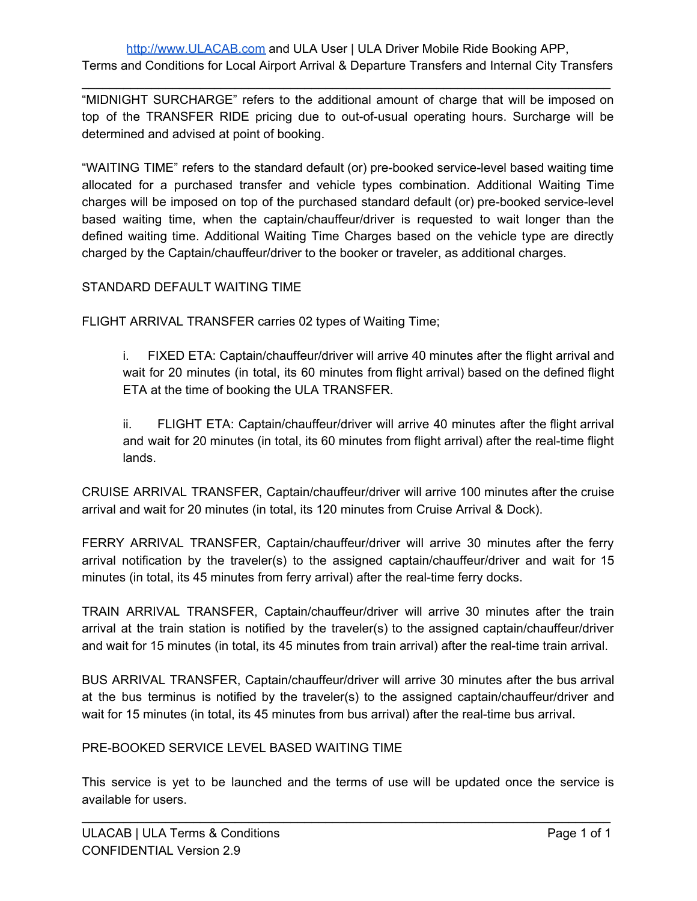"MIDNIGHT SURCHARGE" refers to the additional amount of charge that will be imposed on top of the TRANSFER RIDE pricing due to out-of-usual operating hours. Surcharge will be determined and advised at point of booking.

"WAITING TIME" refers to the standard default (or) pre-booked service-level based waiting time allocated for a purchased transfer and vehicle types combination. Additional Waiting Time charges will be imposed on top of the purchased standard default (or) pre-booked service-level based waiting time, when the captain/chauffeur/driver is requested to wait longer than the defined waiting time. Additional Waiting Time Charges based on the vehicle type are directly charged by the Captain/chauffeur/driver to the booker or traveler, as additional charges.

STANDARD DEFAULT WAITING TIME

FLIGHT ARRIVAL TRANSFER carries 02 types of Waiting Time;

> i. FIXED ETA: Captain/chauffeur/driver will arrive 40 minutes after the flight arrival and wait for 20 minutes (in total, its 60 minutes from flight arrival) based on the defined flight ETA at the time of booking the ULA TRANSFER.
>
> ii. FLIGHT ETA: Captain/chauffeur/driver will arrive 40 minutes after the flight arrival and wait for 20 minutes (in total, its 60 minutes from flight arrival) after the real-time flight lands.

CRUISE ARRIVAL TRANSFER, Captain/chauffeur/driver will arrive 100 minutes after the cruise arrival and wait for 20 minutes (in total, its 120 minutes from Cruise Arrival & Dock).

FERRY ARRIVAL TRANSFER, Captain/chauffeur/driver will arrive 30 minutes after the ferry arrival notification by the traveler(s) to the assigned captain/chauffeur/driver and wait for 15 minutes (in total, its 45 minutes from ferry arrival) after the real-time ferry docks.

TRAIN ARRIVAL TRANSFER, Captain/chauffeur/driver will arrive 30 minutes after the train arrival at the train station is notified by the traveler(s) to the assigned captain/chauffeur/driver and wait for 15 minutes (in total, its 45 minutes from train arrival) after the real-time train arrival.

BUS ARRIVAL TRANSFER, Captain/chauffeur/driver will arrive 30 minutes after the bus arrival at the bus terminus is notified by the traveler(s) to the assigned captain/chauffeur/driver and wait for 15 minutes (in total, its 45 minutes from bus arrival) after the real-time bus arrival.

PRE-BOOKED SERVICE LEVEL BASED WAITING TIME

This service is yet to be launched and the terms of use will be updated once the service is available for users.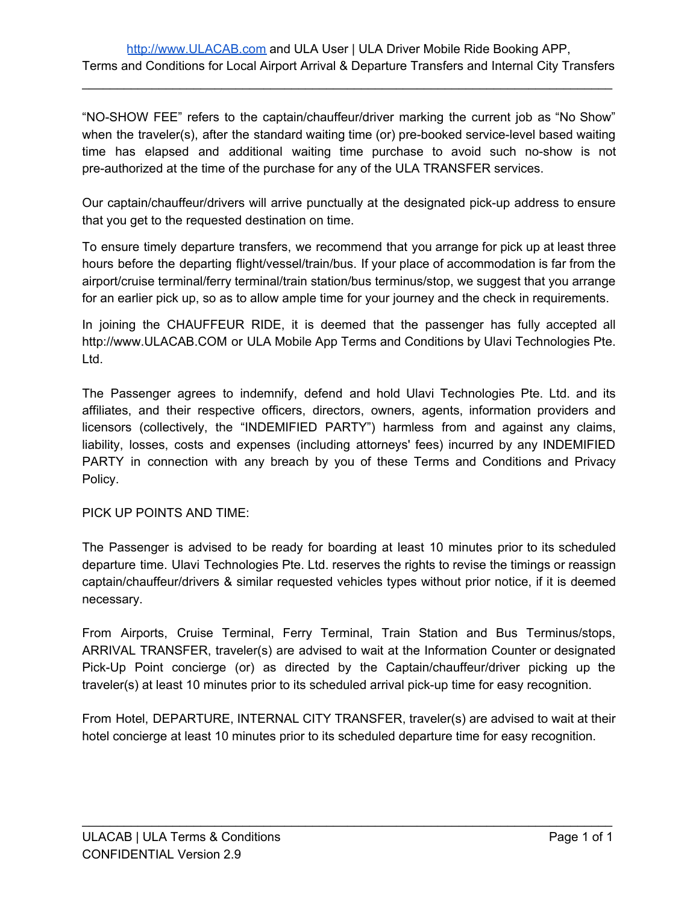"NO-SHOW FEE" refers to the captain/chauffeur/driver marking the current job as "No Show" when the traveler(s), after the standard waiting time (or) pre-booked service-level based waiting time has elapsed and additional waiting time purchase to avoid such no-show is not pre-authorized at the time of the purchase for any of the ULA TRANSFER services.

Our captain/chauffeur/drivers will arrive punctually at the designated pick-up address to ensure that you get to the requested destination on time.

To ensure timely departure transfers, we recommend that you arrange for pick up at least three hours before the departing flight/vessel/train/bus. If your place of accommodation is far from the airport/cruise terminal/ferry terminal/train station/bus terminus/stop, we suggest that you arrange for an earlier pick up, so as to allow ample time for your journey and the check in requirements.

In joining the CHAUFFEUR RIDE, it is deemed that the passenger has fully accepted all http://www.ULACAB.COM or ULA Mobile App Terms and Conditions by Ulavi Technologies Pte. Ltd.

The Passenger agrees to indemnify, defend and hold Ulavi Technologies Pte. Ltd. and its affiliates, and their respective officers, directors, owners, agents, information providers and licensors (collectively, the "INDEMIFIED PARTY") harmless from and against any claims, liability, losses, costs and expenses (including attorneys' fees) incurred by any INDEMIFIED PARTY in connection with any breach by you of these Terms and Conditions and Privacy Policy.

PICK UP POINTS AND TIME:

The Passenger is advised to be ready for boarding at least 10 minutes prior to its scheduled departure time. Ulavi Technologies Pte. Ltd. reserves the rights to revise the timings or reassign captain/chauffeur/drivers & similar requested vehicles types without prior notice, if it is deemed necessary.

From Airports, Cruise Terminal, Ferry Terminal, Train Station and Bus Terminus/stops, ARRIVAL TRANSFER, traveler(s) are advised to wait at the Information Counter or designated Pick-Up Point concierge (or) as directed by the Captain/chauffeur/driver picking up the traveler(s) at least 10 minutes prior to its scheduled arrival pick-up time for easy recognition.

From Hotel, DEPARTURE, INTERNAL CITY TRANSFER, traveler(s) are advised to wait at their hotel concierge at least 10 minutes prior to its scheduled departure time for easy recognition.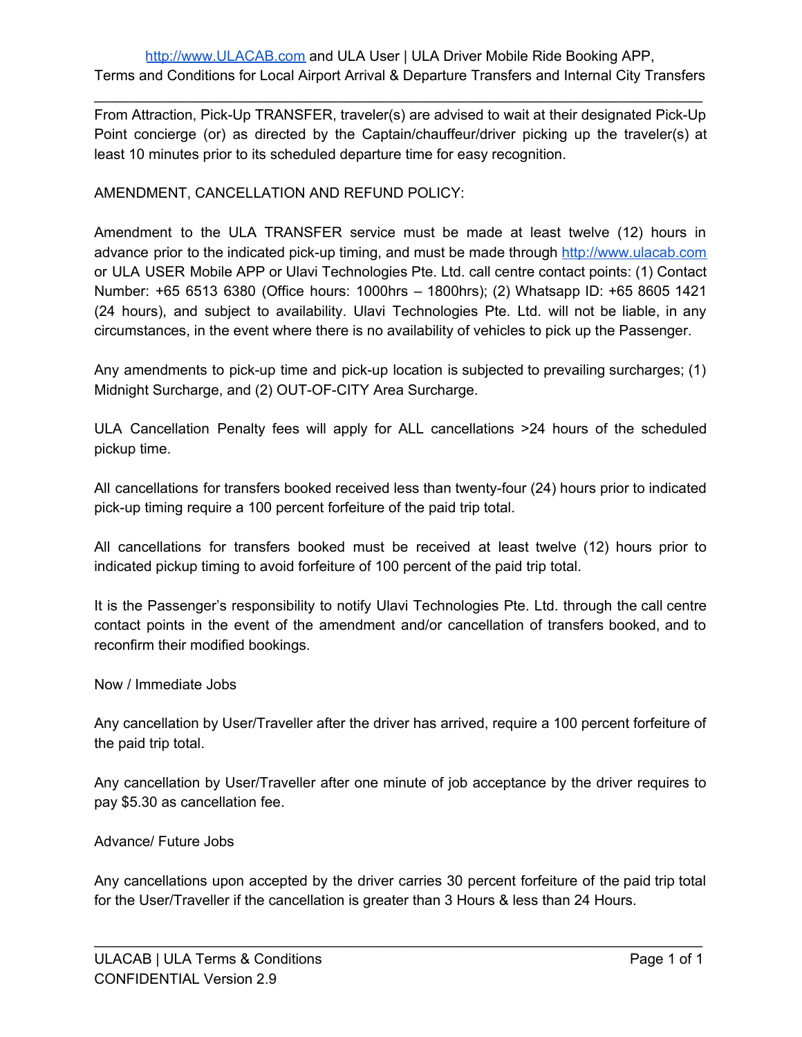From Attraction, Pick-Up TRANSFER, traveler(s) are advised to wait at their designated Pick-Up Point concierge (or) as directed by the Captain/chauffeur/driver picking up the traveler(s) at least 10 minutes prior to its scheduled departure time for easy recognition.

AMENDMENT, CANCELLATION AND REFUND POLICY:

Amendment to the ULA TRANSFER service must be made at least twelve (12) hours in advance prior to the indicated pick-up timing, and must be made through http://www.ulacab.com or ULA USER Mobile APP or Ulavi Technologies Pte. Ltd. call centre contact points: (1) Contact Number: +65 6513 6380 (Office hours: 1000hrs – 1800hrs); (2) Whatsapp ID: +65 8605 1421 (24 hours), and subject to availability. Ulavi Technologies Pte. Ltd. will not be liable, in any circumstances, in the event where there is no availability of vehicles to pick up the Passenger.

Any amendments to pick-up time and pick-up location is subjected to prevailing surcharges; (1) Midnight Surcharge, and (2) OUT-OF-CITY Area Surcharge.

ULA Cancellation Penalty fees will apply for ALL cancellations >24 hours of the scheduled pickup time.

All cancellations for transfers booked received less than twenty-four (24) hours prior to indicated pick-up timing require a 100 percent forfeiture of the paid trip total.

All cancellations for transfers booked must be received at least twelve (12) hours prior to indicated pickup timing to avoid forfeiture of 100 percent of the paid trip total.

It is the Passenger's responsibility to notify Ulavi Technologies Pte. Ltd. through the call centre contact points in the event of the amendment and/or cancellation of transfers booked, and to reconfirm their modified bookings.

Now / Immediate Jobs

Any cancellation by User/Traveller after the driver has arrived, require a 100 percent forfeiture of the paid trip total.

Any cancellation by User/Traveller after one minute of job acceptance by the driver requires to pay $5.30 as cancellation fee.

Advance/ Future Jobs

Any cancellations upon accepted by the driver carries 30 percent forfeiture of the paid trip total for the User/Traveller if the cancellation is greater than 3 Hours & less than 24 Hours.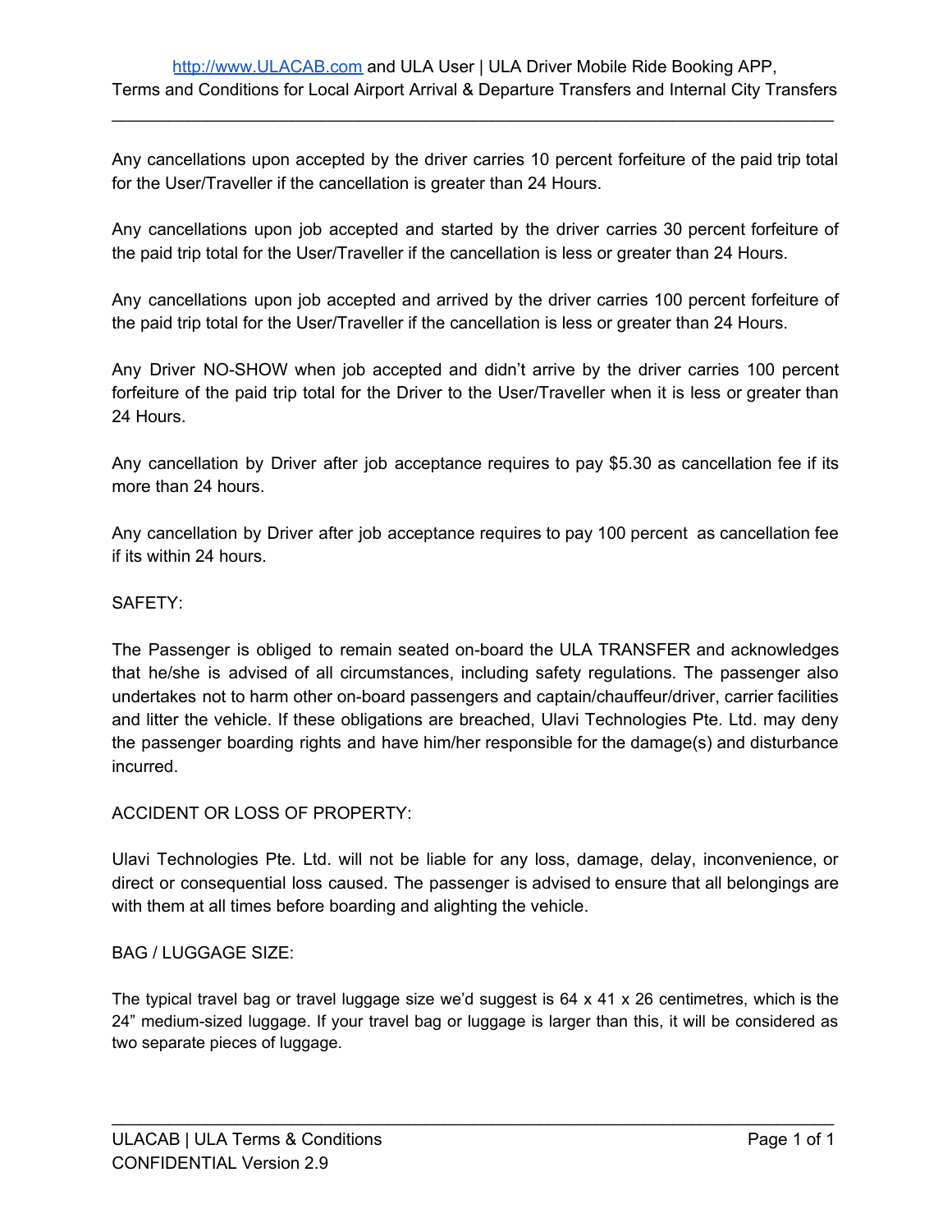Any cancellations upon accepted by the driver carries 10 percent forfeiture of the paid trip total for the User/Traveller if the cancellation is greater than 24 Hours.

Any cancellations upon job accepted and started by the driver carries 30 percent forfeiture of the paid trip total for the User/Traveller if the cancellation is less or greater than 24 Hours.

Any cancellations upon job accepted and arrived by the driver carries 100 percent forfeiture of the paid trip total for the User/Traveller if the cancellation is less or greater than 24 Hours.

Any Driver NO-SHOW when job accepted and didn't arrive by the driver carries 100 percent forfeiture of the paid trip total for the Driver to the User/Traveller when it is less or greater than 24 Hours.

Any cancellation by Driver after job acceptance requires to pay $5.30 as cancellation fee if its more than 24 hours.

Any cancellation by Driver after job acceptance requires to pay 100 percent as cancellation fee if its within 24 hours.

SAFETY:

The Passenger is obliged to remain seated on-board the ULA TRANSFER and acknowledges that he/she is advised of all circumstances, including safety regulations. The passenger also undertakes not to harm other on-board passengers and captain/chauffeur/driver, carrier facilities and litter the vehicle. If these obligations are breached, Ulavi Technologies Pte. Ltd. may deny the passenger boarding rights and have him/her responsible for the damage(s) and disturbance incurred.

ACCIDENT OR LOSS OF PROPERTY:

Ulavi Technologies Pte. Ltd. will not be liable for any loss, damage, delay, inconvenience, or direct or consequential loss caused. The passenger is advised to ensure that all belongings are with them at all times before boarding and alighting the vehicle.

BAG / LUGGAGE SIZE:

The typical travel bag or travel luggage size we'd suggest is 64 x 41 x 26 centimetres, which is the 24" medium-sized luggage. If your travel bag or luggage is larger than this, it will be considered as two separate pieces of luggage.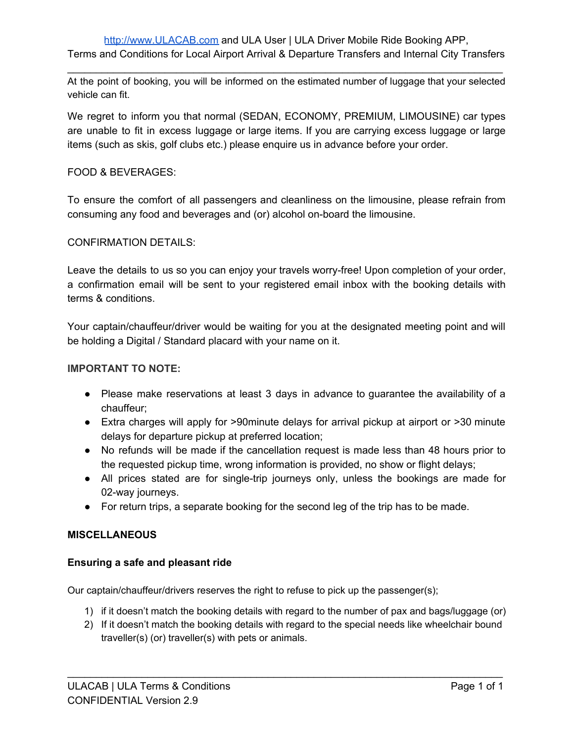At the point of booking, you will be informed on the estimated number of luggage that your selected vehicle can fit.

We regret to inform you that normal (SEDAN, ECONOMY, PREMIUM, LIMOUSINE) car types are unable to fit in excess luggage or large items. If you are carrying excess luggage or large items (such as skis, golf clubs etc.) please enquire us in advance before your order.

FOOD & BEVERAGES:

To ensure the comfort of all passengers and cleanliness on the limousine, please refrain from consuming any food and beverages and (or) alcohol on-board the limousine.

CONFIRMATION DETAILS:

Leave the details to us so you can enjoy your travels worry-free! Upon completion of your order, a confirmation email will be sent to your registered email inbox with the booking details with terms & conditions.

Your captain/chauffeur/driver would be waiting for you at the designated meeting point and will be holding a Digital / Standard placard with your name on it.

**IMPORTANT TO NOTE:**

- Please make reservations at least 3 days in advance to guarantee the availability of a chauffeur;
- Extra charges will apply for >90minute delays for arrival pickup at airport or >30 minute delays for departure pickup at preferred location;
- No refunds will be made if the cancellation request is made less than 48 hours prior to the requested pickup time, wrong information is provided, no show or flight delays;
- All prices stated are for single-trip journeys only, unless the bookings are made for 02-way journeys.
- For return trips, a separate booking for the second leg of the trip has to be made.

**MISCELLANEOUS**

**Ensuring a safe and pleasant ride**

Our captain/chauffeur/drivers reserves the right to refuse to pick up the passenger(s);

1) if it doesn't match the booking details with regard to the number of pax and bags/luggage (or)
2) If it doesn't match the booking details with regard to the special needs like wheelchair bound traveller(s) (or) traveller(s) with pets or animals.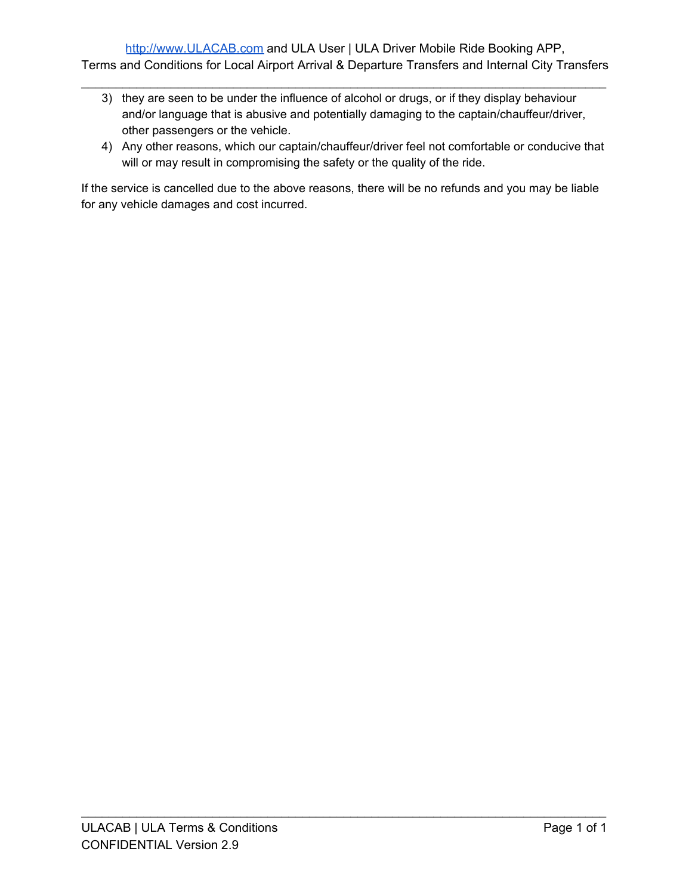3) they are seen to be under the influence of alcohol or drugs, or if they display behaviour and/or language that is abusive and potentially damaging to the captain/chauffeur/driver, other passengers or the vehicle.
4) Any other reasons, which our captain/chauffeur/driver feel not comfortable or conducive that will or may result in compromising the safety or the quality of the ride.

If the service is cancelled due to the above reasons, there will be no refunds and you may be liable for any vehicle damages and cost incurred.